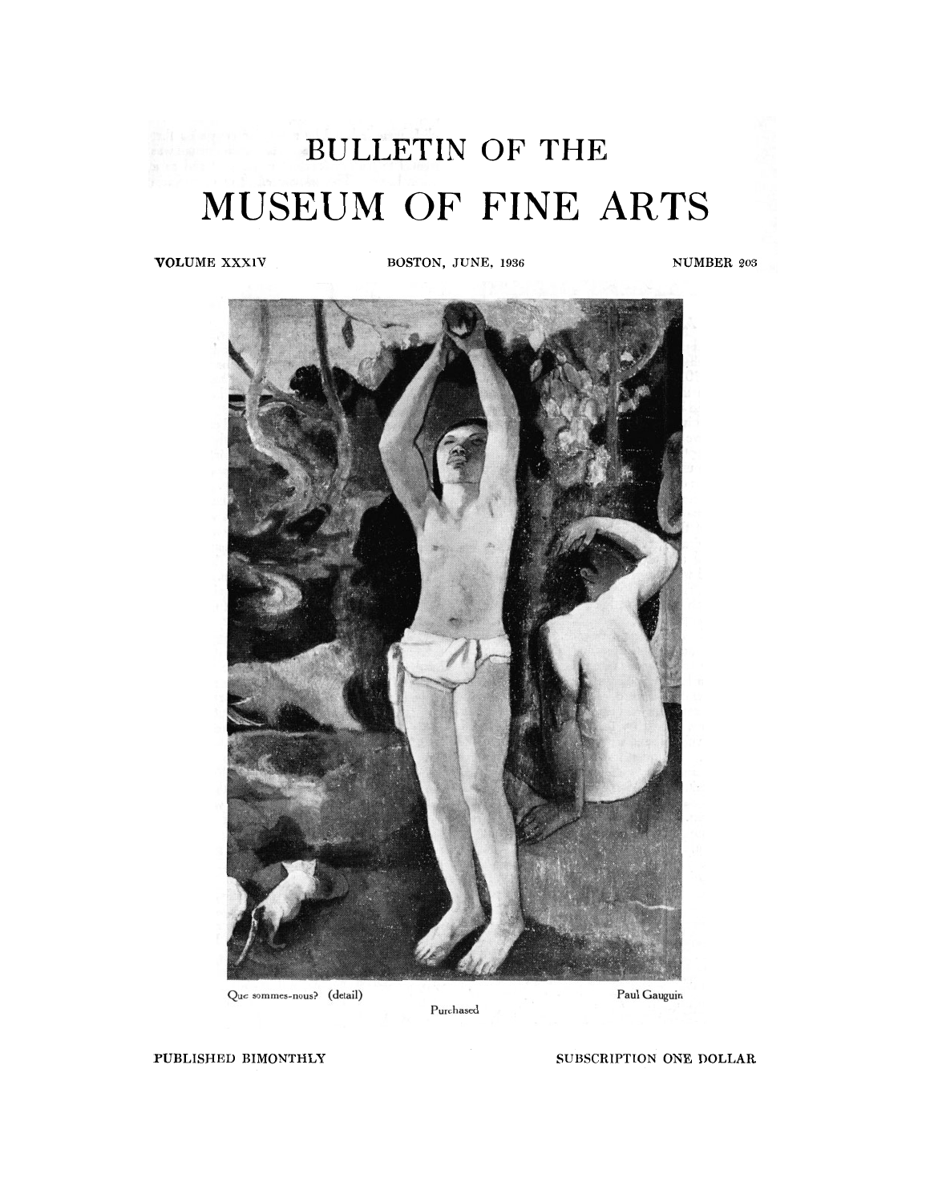# BULLETIN OF THE

# MUSEUM OF FINE ARTS

VOLUME XXXIV — BOSTON, JUNE, 1936 — NUMBER 203

Que sommes-nous? (detail) — Paul Gauguin

Purchased

PUBLISHED BIMONTHLY — SUBSCRIPTION ONE DOLLAR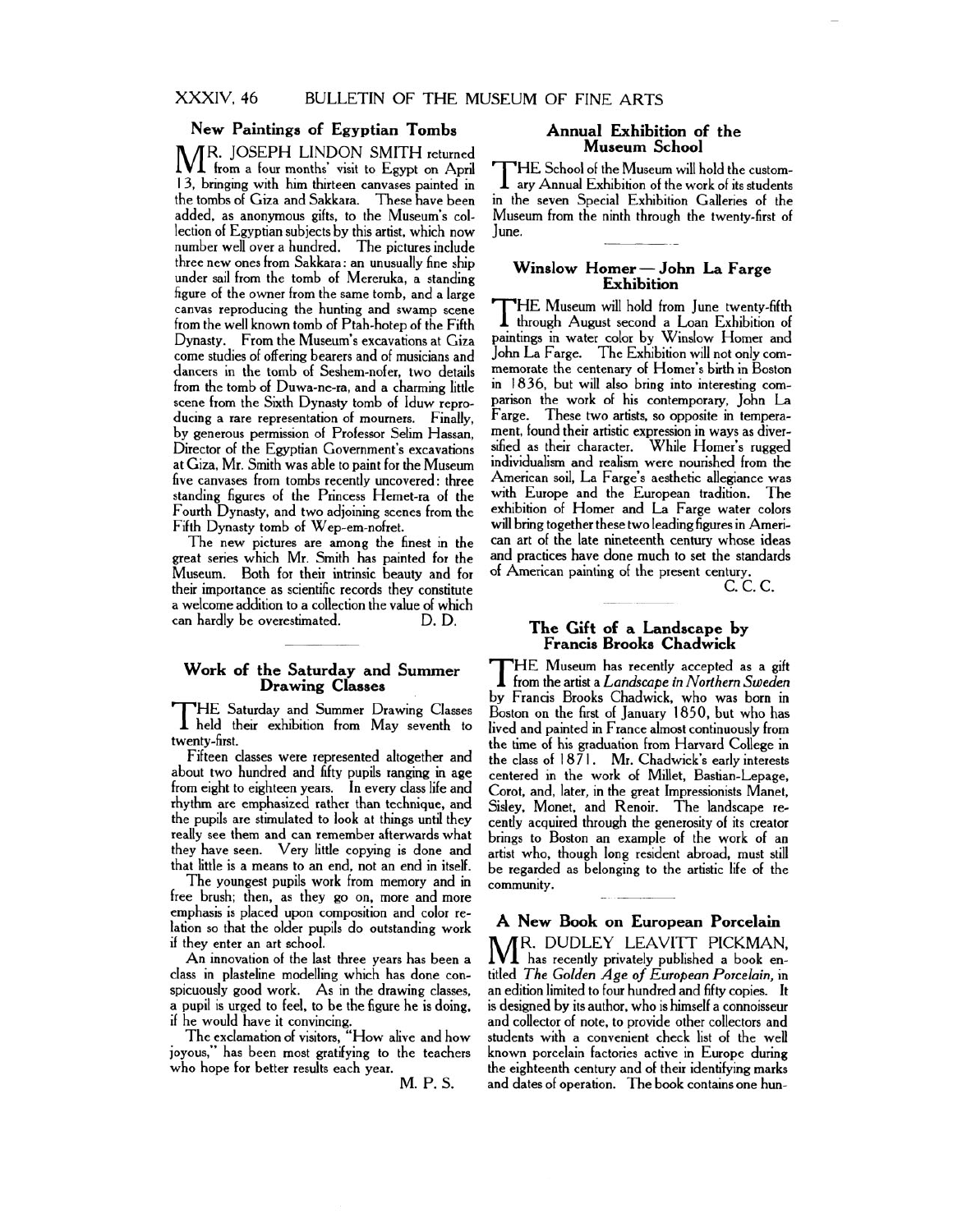## New Paintings of Egyptian Tombs

MR. JOSEPH LINDON SMITH returned from a four months' visit to Egypt on April 13, bringing with him thirteen canvases painted in the tombs of Giza and Sakkara. These have been added, as anonymous gifts, to the Museum's collection of Egyptian subjects by this artist, which now number well over a hundred. The pictures include three new ones from Sakkara: an unusually fine ship under sail from the tomb of Mereruka, a standing figure of the owner from the same tomb, and a large canvas reproducing the hunting and swamp scene from the well known tomb of Ptah-hotep of the Fifth Dynasty. From the Museum's excavations at Giza come studies of offering bearers and of musicians and dancers in the tomb of Seshem-nofer, two details from the tomb of Duwa-ne-ra, and a charming little scene from the Sixth Dynasty tomb of Iduw reproducing a rare representation of mourners. Finally, by generous permission of Professor Selim Hassan, Director of the Egyptian Government's excavations at Giza, Mr. Smith was able to paint for the Museum five canvases from tombs recently uncovered: three standing figures of the Princess Hemet-ra of the Fourth Dynasty, and two adjoining scenes from the Fifth Dynasty tomb of Wep-em-nofret.

The new pictures are among the finest in the great series which Mr. Smith has painted for the Museum. Both for their intrinsic beauty and for their importance as scientific records they constitute a welcome addition to a collection the value of which can hardly be overestimated. D. D.

## Work of the Saturday and Summer Drawing Classes

THE Saturday and Summer Drawing Classes held their exhibition from May seventh to twenty-first.

Fifteen classes were represented altogether and about two hundred and fifty pupils ranging in age from eight to eighteen years. In every class life and rhythm are emphasized rather than technique, and the pupils are stimulated to look at things until they really see them and can remember afterwards what they have seen. Very little copying is done and that little is a means to an end, not an end in itself.

The youngest pupils work from memory and in free brush; then, as they go on, more and more emphasis is placed upon composition and color relation so that the older pupils do outstanding work if they enter an art school.

An innovation of the last three years has been a class in plasteline modelling which has done conspicuously good work. As in the drawing classes, a pupil is urged to feel, to be the figure he is doing, if he would have it convincing.

The exclamation of visitors, "How alive and how joyous," has been most gratifying to the teachers who hope for better results each year.

M. P. S.

## Annual Exhibition of the Museum School

THE School of the Museum will hold the customary Annual Exhibition of the work of its students in the seven Special Exhibition Galleries of the Museum from the ninth through the twenty-first of June.

## Winslow Homer — John La Farge Exhibition

THE Museum will hold from June twenty-fifth through August second a Loan Exhibition of paintings in water color by Winslow Homer and John La Farge. The Exhibition will not only commemorate the centenary of Homer's birth in Boston in 1836, but will also bring into interesting comparison the work of his contemporary, John La Farge. These two artists, so opposite in temperament, found their artistic expression in ways as diversified as their character. While Homer's rugged individualism and realism were nourished from the American soil, La Farge's aesthetic allegiance was with Europe and the European tradition. The exhibition of Homer and La Farge water colors will bring together these two leading figures in American art of the late nineteenth century whose ideas and practices have done much to set the standards of American painting of the present century.

C. C. C.

## The Gift of a Landscape by Francis Brooks Chadwick

THE Museum has recently accepted as a gift from the artist a *Landscape in Northern Sweden* by Francis Brooks Chadwick, who was born in Boston on the first of January 1850, but who has lived and painted in France almost continuously from the time of his graduation from Harvard College in the class of 1871. Mr. Chadwick's early interests centered in the work of Millet, Bastian-Lepage, Corot, and, later, in the great Impressionists Manet, Sisley, Monet, and Renoir. The landscape recently acquired through the generosity of its creator brings to Boston an example of the work of an artist who, though long resident abroad, must still be regarded as belonging to the artistic life of the community.

## A New Book on European Porcelain

MR. DUDLEY LEAVITT PICKMAN, has recently privately published a book entitled *The Golden Age of European Porcelain,* in an edition limited to four hundred and fifty copies. It is designed by its author, who is himself a connoisseur and collector of note, to provide other collectors and students with a convenient check list of the well known porcelain factories active in Europe during the eighteenth century and of their identifying marks and dates of operation. The book contains one hun-